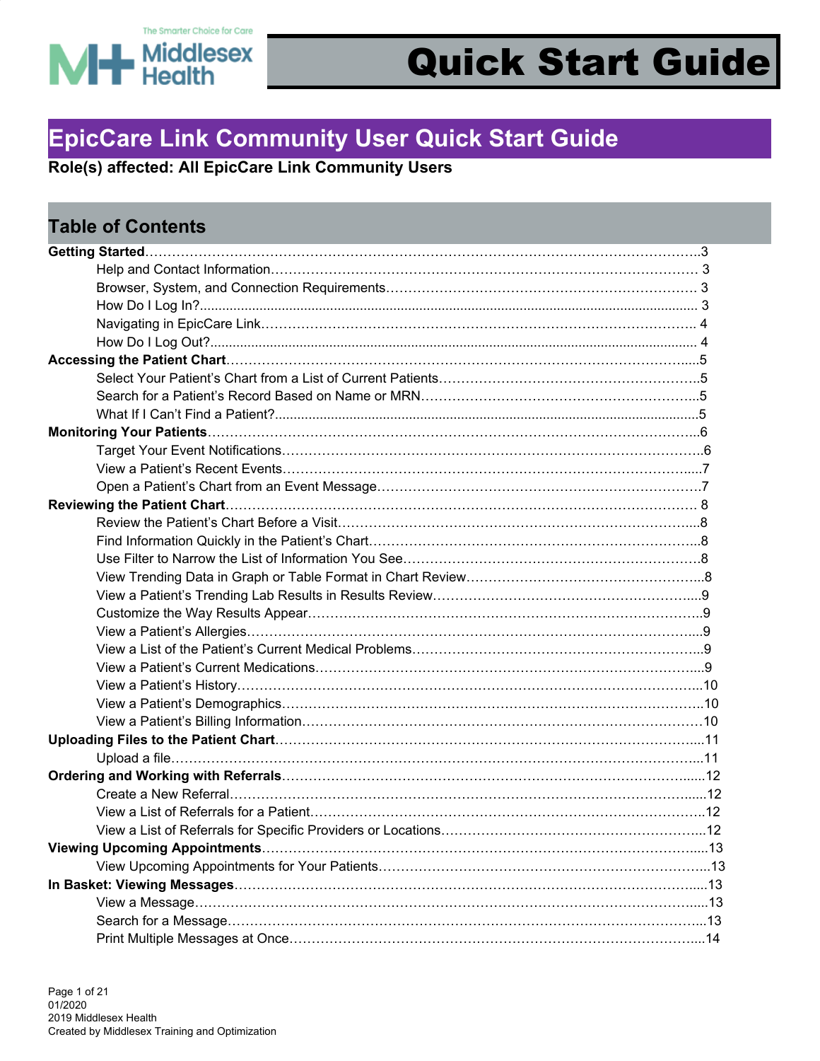Quick Start Guide

# EpicCare Link Community User Quick Start Guide

**Role(s) affected: All EpicCare Link Community Users**

## Table of Contents

**Getting Started**……………………………………………………………………………………………………….3
- Help and Contact Information……………………………………………………………………………………. 3
- Browser, System, and Connection Requirements………………………………………………………………. 3
- How Do I Log In?........................................................................................................................................ 3
- Navigating in EpicCare Link……………………………………………………………………………………. 4
- How Do I Log Out?..................................................................................................................................... 4

**Accessing the Patient Chart**…………………………………………………………………………………….....5
- Select Your Patient's Chart from a List of Current Patients…………………………………………………..5
- Search for a Patient's Record Based on Name or MRN……………………………………………………...5
- What If I Can't Find a Patient?.....................................................................................................................5

**Monitoring Your Patients**…………………………………………………………………………………………..6
- Target Your Event Notifications…………………………………………………………………………………..6
- View a Patient's Recent Events……………………………………………………………………………….....7
- Open a Patient's Chart from an Event Message………………………………………………………………..7

**Reviewing the Patient Chart**…………………………………………………………………………………… 8
- Review the Patient's Chart Before a Visit…………………………………………………………………….....8
- Find Information Quickly in the Patient's Chart………………………………………………………………...8
- Use Filter to Narrow the List of Information You See…………………………………………………………..8
- View Trending Data in Graph or Table Format in Chart Review……………………………………………...8
- View a Patient's Trending Lab Results in Results Review…………………………………………………....9
- Customize the Way Results Appear……………………………………………………………………………..9
- View a Patient's Allergies……………………………………………………………………………………….....9
- View a List of the Patient's Current Medical Problems………………………………………………………...9
- View a Patient's Current Medications…………………………………………………………………………....9
- View a Patient's History…………………………………………………………………………………………..10
- View a Patient's Demographics………………………………………………………………………………….10
- View a Patient's Billing Information……………………………………………………………………………10

**Uploading Files to the Patient Chart**…………………………………………………………………………....11
- Upload a file………………………………………………………………………………………………………...11

**Ordering and Working with Referrals**……………………………………………………………………….......12
- Create a New Referral…………………………………………………………………………………………......12
- View a List of Referrals for a Patient……………………………………………………………………………...12
- View a List of Referrals for Specific Providers or Locations…………………………………………………...12

**Viewing Upcoming Appointments**…………………………………………………………………………….....13
- View Upcoming Appointments for Your Patients………………………………………………………………...13

**In Basket: Viewing Messages**…………………………………………………………………………………......13
- View a Message……………………………………………………………………………………………….......13
- Search for a Message……………………………………………………………………………………………...13
- Print Multiple Messages at Once…………………………………………………………………………….......14

01/2020
2019 Middlesex Health
Created by Middlesex Training and Optimization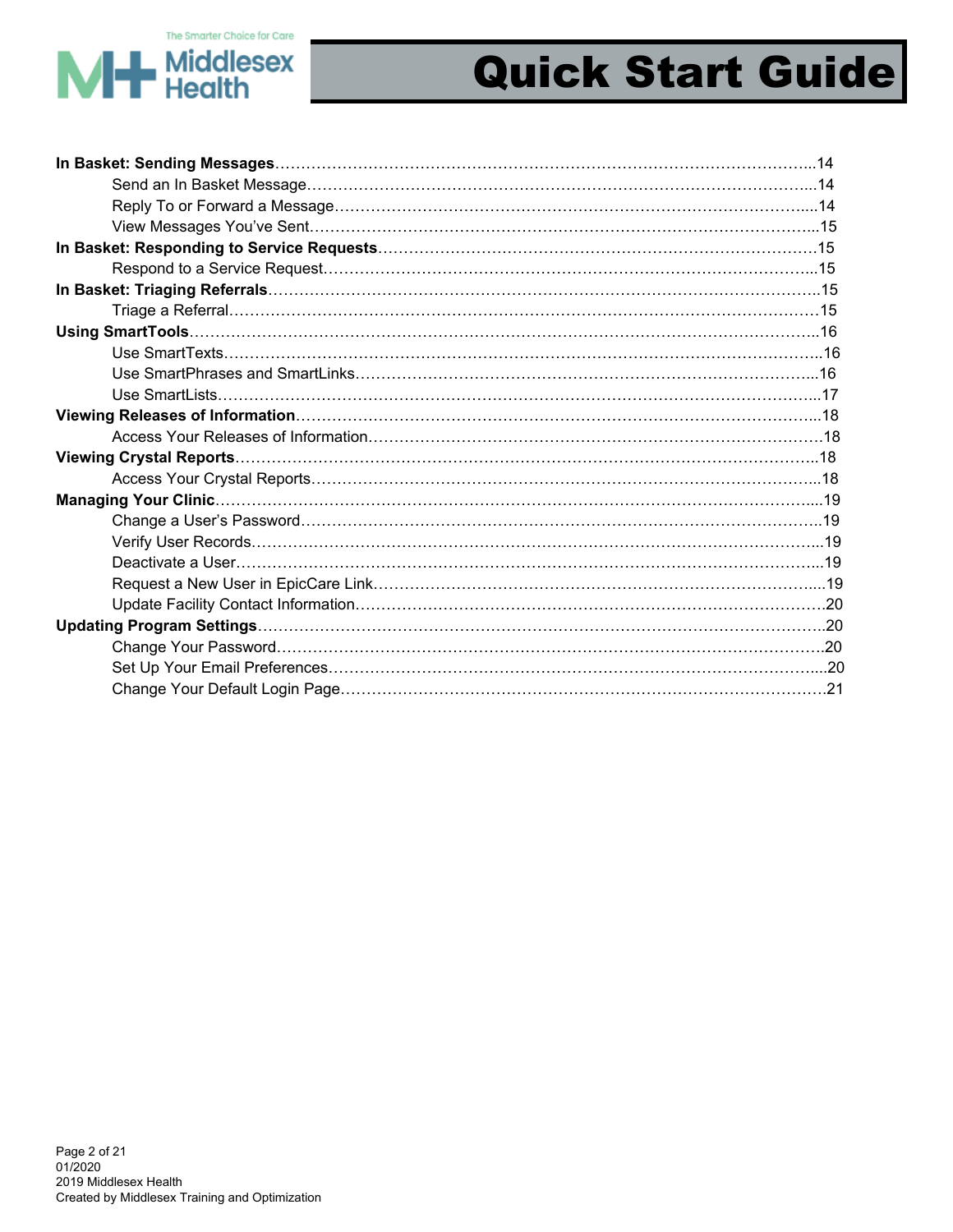**In Basket: Sending Messages**……………………………………………………………………………………..14
- Send an In Basket Message……………………………………………………………………………….14
- Reply To or Forward a Message……………………………………………………………………….....14
- View Messages You've Sent……………………………………………………………………………...15

**In Basket: Responding to Service Requests**…………………………………………………………………15
- Respond to a Service Request……………………………………………………………………………..15

**In Basket: Triaging Referrals**…………………………………………………………………………………….15
- Triage a Referral…………………………………………………………………………………………….15

**Using SmartTools**…………………………………………………………………………………………………16
- Use SmartTexts……………………………………………………………………………………………..16
- Use SmartPhrases and SmartLinks………………………………………………………………………..16
- Use SmartLists……………………………………………………………………………………………...17

**Viewing Releases of Information**………………………………………………………………………………...18
- Access Your Releases of Information……………………………………………………………………..18

**Viewing Crystal Reports**………………………………………………………………………………………...18
- Access Your Crystal Reports……………………………………………………………………………...18

**Managing Your Clinic**……………………………………………………………………………………………...19
- Change a User's Password………………………………………………………………………………..19
- Verify User Records………………………………………………………………………………………...19
- Deactivate a User…………………………………………………………………………………………...19
- Request a New User in EpicCare Link…………………………………………………………………....19
- Update Facility Contact Information………………………………………………………………………..20

**Updating Program Settings**………………………………………………………………………………………..20
- Change Your Password……………………………………………………………………………………..20
- Set Up Your Email Preferences……………………………………………………………………………...20
- Change Your Default Login Page…………………………………………………………………………..21

01/2020
2019 Middlesex Health
Created by Middlesex Training and Optimization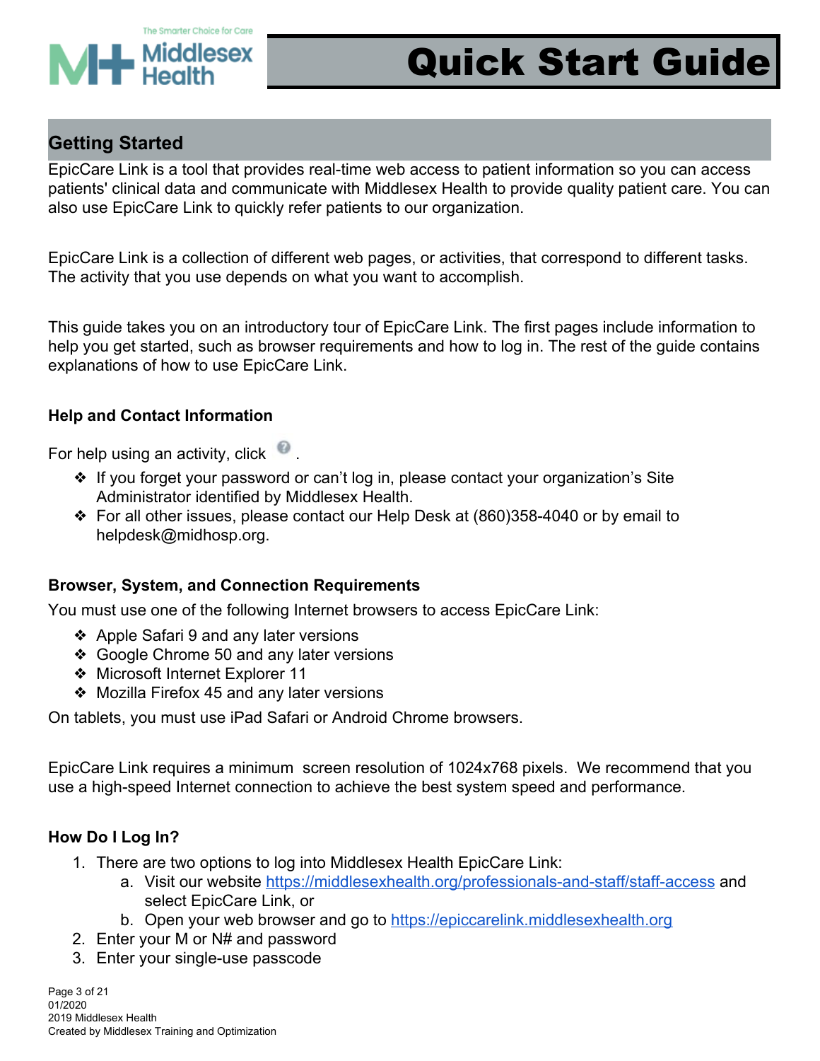# Quick Start Guide

## Getting Started

EpicCare Link is a tool that provides real-time web access to patient information so you can access patients' clinical data and communicate with Middlesex Health to provide quality patient care. You can also use EpicCare Link to quickly refer patients to our organization.

EpicCare Link is a collection of different web pages, or activities, that correspond to different tasks. The activity that you use depends on what you want to accomplish.

This guide takes you on an introductory tour of EpicCare Link. The first pages include information to help you get started, such as browser requirements and how to log in. The rest of the guide contains explanations of how to use EpicCare Link.

### Help and Contact Information

For help using an activity, click ? .

- If you forget your password or can't log in, please contact your organization's Site Administrator identified by Middlesex Health.
- For all other issues, please contact our Help Desk at (860)358-4040 or by email to helpdesk@midhosp.org.

### Browser, System, and Connection Requirements

You must use one of the following Internet browsers to access EpicCare Link:

- Apple Safari 9 and any later versions
- Google Chrome 50 and any later versions
- Microsoft Internet Explorer 11
- Mozilla Firefox 45 and any later versions

On tablets, you must use iPad Safari or Android Chrome browsers.

EpicCare Link requires a minimum screen resolution of 1024x768 pixels. We recommend that you use a high-speed Internet connection to achieve the best system speed and performance.

### How Do I Log In?

1. There are two options to log into Middlesex Health EpicCare Link:
   a. Visit our website https://middlesexhealth.org/professionals-and-staff/staff-access and select EpicCare Link, or
   b. Open your web browser and go to https://epiccarelink.middlesexhealth.org
2. Enter your M or N# and password
3. Enter your single-use passcode

01/2020
2019 Middlesex Health
Created by Middlesex Training and Optimization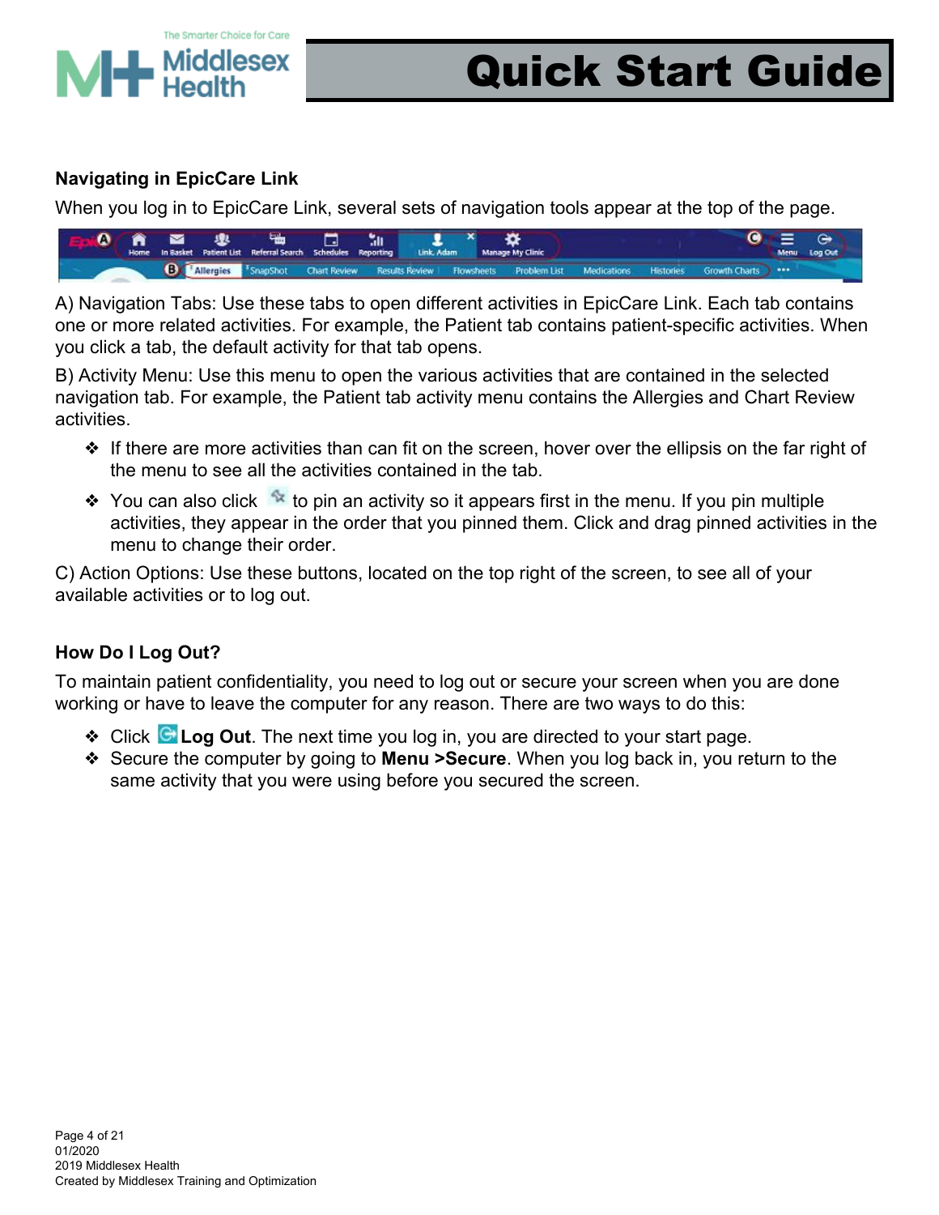## Navigating in EpicCare Link

When you log in to EpicCare Link, several sets of navigation tools appear at the top of the page.

A) Navigation Tabs: Use these tabs to open different activities in EpicCare Link. Each tab contains one or more related activities. For example, the Patient tab contains patient-specific activities. When you click a tab, the default activity for that tab opens.

B) Activity Menu: Use this menu to open the various activities that are contained in the selected navigation tab. For example, the Patient tab activity menu contains the Allergies and Chart Review activities.

- If there are more activities than can fit on the screen, hover over the ellipsis on the far right of the menu to see all the activities contained in the tab.
- You can also click to pin an activity so it appears first in the menu. If you pin multiple activities, they appear in the order that you pinned them. Click and drag pinned activities in the menu to change their order.

C) Action Options: Use these buttons, located on the top right of the screen, to see all of your available activities or to log out.

## How Do I Log Out?

To maintain patient confidentiality, you need to log out or secure your screen when you are done working or have to leave the computer for any reason. There are two ways to do this:

- Click **Log Out**. The next time you log in, you are directed to your start page.
- Secure the computer by going to **Menu >Secure**. When you log back in, you return to the same activity that you were using before you secured the screen.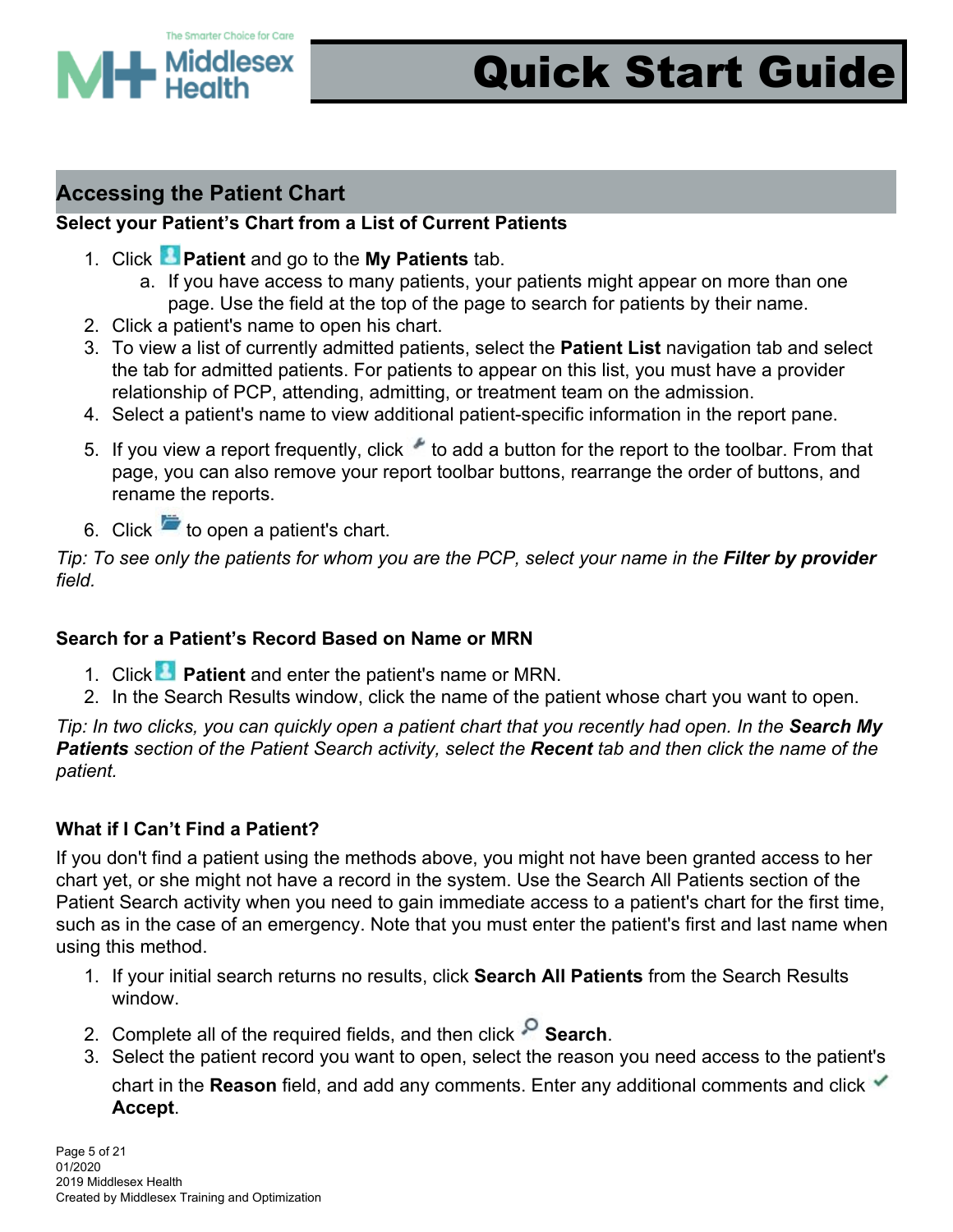# Quick Start Guide

## Accessing the Patient Chart

### Select your Patient's Chart from a List of Current Patients

1. Click **Patient** and go to the **My Patients** tab.
    a. If you have access to many patients, your patients might appear on more than one page. Use the field at the top of the page to search for patients by their name.
2. Click a patient's name to open his chart.
3. To view a list of currently admitted patients, select the **Patient List** navigation tab and select the tab for admitted patients. For patients to appear on this list, you must have a provider relationship of PCP, attending, admitting, or treatment team on the admission.
4. Select a patient's name to view additional patient-specific information in the report pane.
5. If you view a report frequently, click to add a button for the report to the toolbar. From that page, you can also remove your report toolbar buttons, rearrange the order of buttons, and rename the reports.
6. Click to open a patient's chart.

*Tip: To see only the patients for whom you are the PCP, select your name in the **Filter by provider** field.*

### Search for a Patient's Record Based on Name or MRN

1. Click **Patient** and enter the patient's name or MRN.
2. In the Search Results window, click the name of the patient whose chart you want to open.

*Tip: In two clicks, you can quickly open a patient chart that you recently had open. In the **Search My Patients** section of the Patient Search activity, select the **Recent** tab and then click the name of the patient.*

### What if I Can't Find a Patient?

If you don't find a patient using the methods above, you might not have been granted access to her chart yet, or she might not have a record in the system. Use the Search All Patients section of the Patient Search activity when you need to gain immediate access to a patient's chart for the first time, such as in the case of an emergency. Note that you must enter the patient's first and last name when using this method.

1. If your initial search returns no results, click **Search All Patients** from the Search Results window.
2. Complete all of the required fields, and then click **Search**.
3. Select the patient record you want to open, select the reason you need access to the patient's chart in the **Reason** field, and add any comments. Enter any additional comments and click **Accept**.

01/2020
2019 Middlesex Health
Created by Middlesex Training and Optimization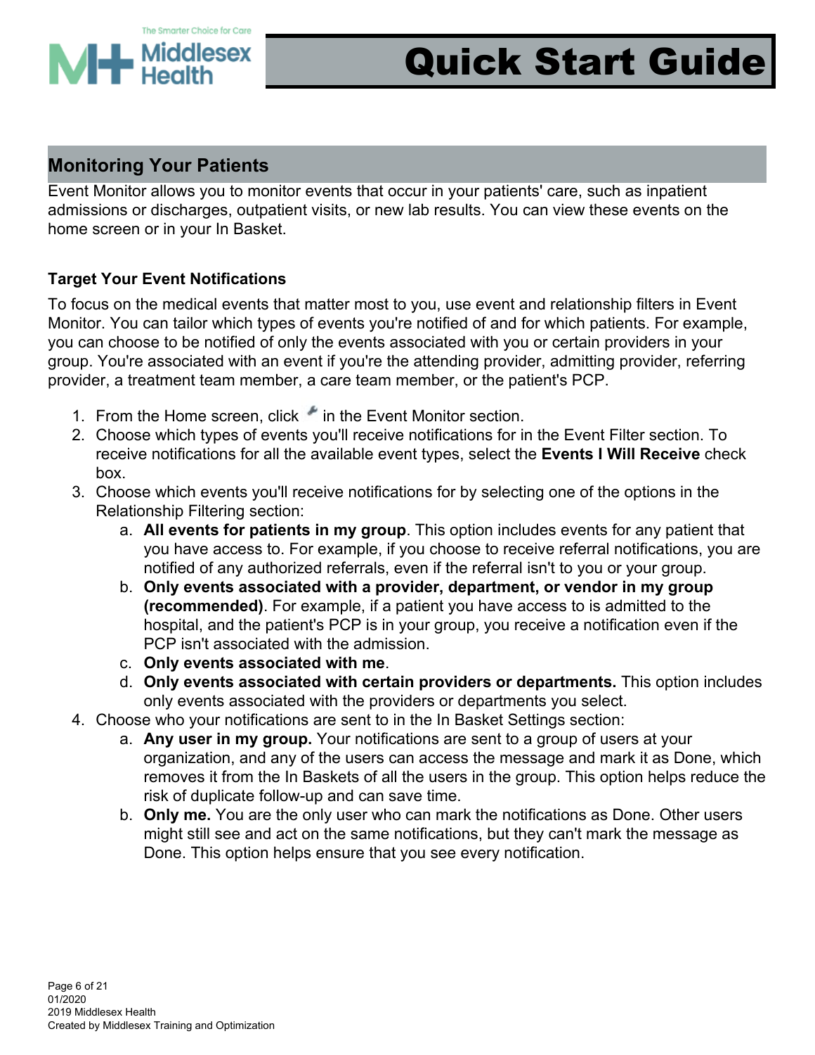## Monitoring Your Patients

Event Monitor allows you to monitor events that occur in your patients' care, such as inpatient admissions or discharges, outpatient visits, or new lab results. You can view these events on the home screen or in your In Basket.

### Target Your Event Notifications

To focus on the medical events that matter most to you, use event and relationship filters in Event Monitor. You can tailor which types of events you're notified of and for which patients. For example, you can choose to be notified of only the events associated with you or certain providers in your group. You're associated with an event if you're the attending provider, admitting provider, referring provider, a treatment team member, a care team member, or the patient's PCP.

1. From the Home screen, click the wrench icon in the Event Monitor section.
2. Choose which types of events you'll receive notifications for in the Event Filter section. To receive notifications for all the available event types, select the **Events I Will Receive** check box.
3. Choose which events you'll receive notifications for by selecting one of the options in the Relationship Filtering section:
   a. **All events for patients in my group**. This option includes events for any patient that you have access to. For example, if you choose to receive referral notifications, you are notified of any authorized referrals, even if the referral isn't to you or your group.
   b. **Only events associated with a provider, department, or vendor in my group (recommended)**. For example, if a patient you have access to is admitted to the hospital, and the patient's PCP is in your group, you receive a notification even if the PCP isn't associated with the admission.
   c. **Only events associated with me**.
   d. **Only events associated with certain providers or departments.** This option includes only events associated with the providers or departments you select.
4. Choose who your notifications are sent to in the In Basket Settings section:
   a. **Any user in my group.** Your notifications are sent to a group of users at your organization, and any of the users can access the message and mark it as Done, which removes it from the In Baskets of all the users in the group. This option helps reduce the risk of duplicate follow-up and can save time.
   b. **Only me.** You are the only user who can mark the notifications as Done. Other users might still see and act on the same notifications, but they can't mark the message as Done. This option helps ensure that you see every notification.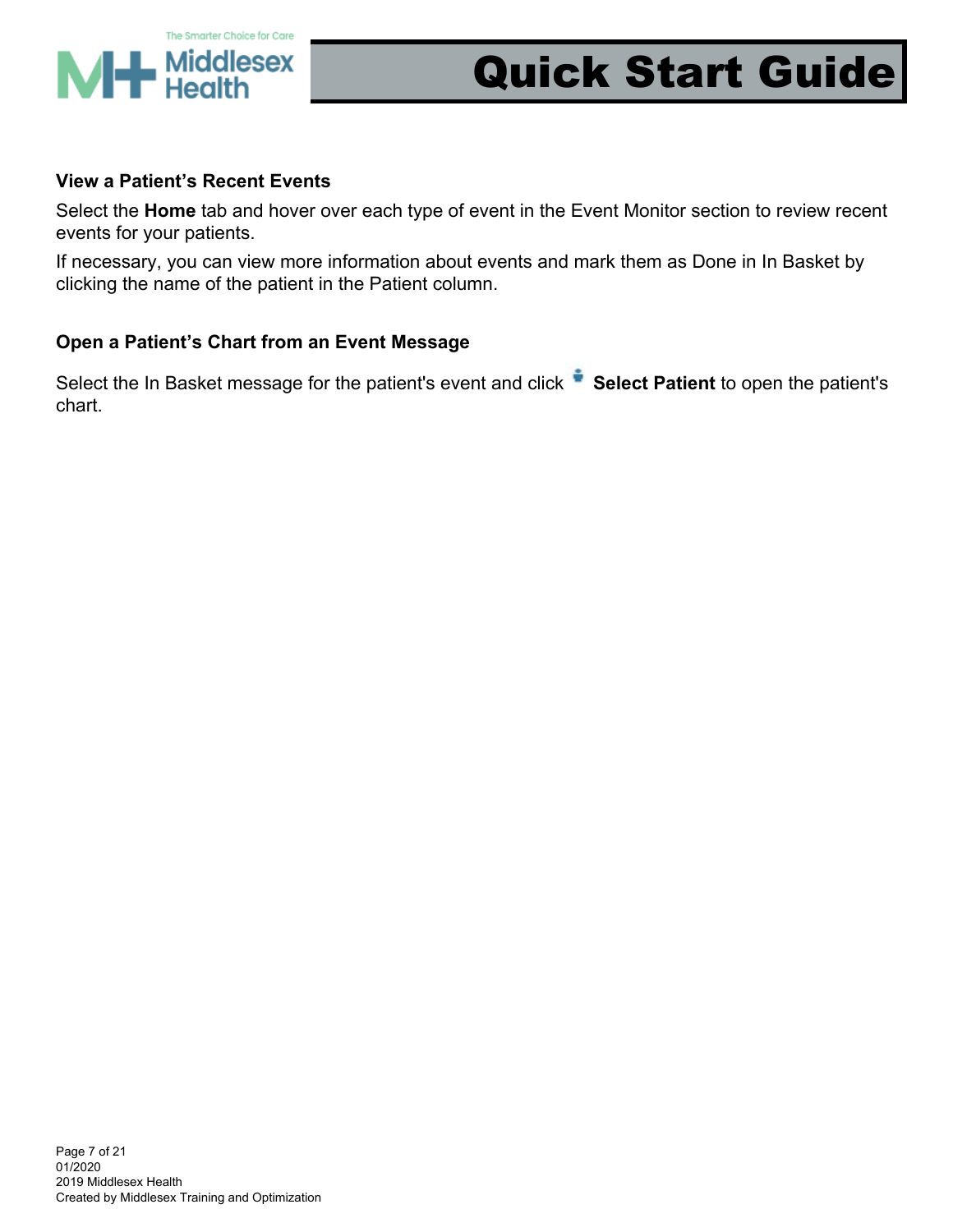### View a Patient's Recent Events

Select the **Home** tab and hover over each type of event in the Event Monitor section to review recent events for your patients.

If necessary, you can view more information about events and mark them as Done in In Basket by clicking the name of the patient in the Patient column.

### Open a Patient's Chart from an Event Message

Select the In Basket message for the patient's event and click **Select Patient** to open the patient's chart.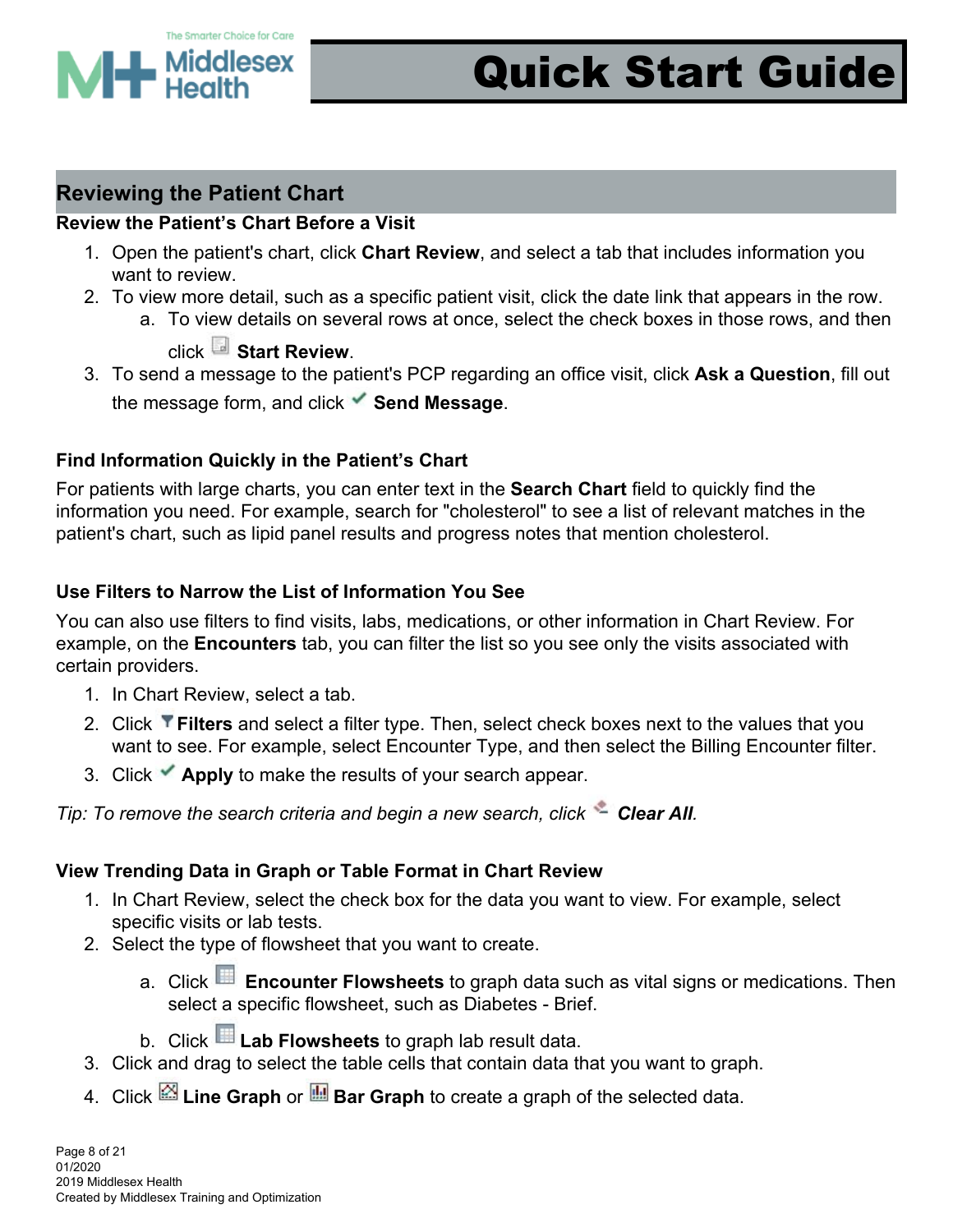## Reviewing the Patient Chart

### Review the Patient's Chart Before a Visit

1. Open the patient's chart, click **Chart Review**, and select a tab that includes information you want to review.
2. To view more detail, such as a specific patient visit, click the date link that appears in the row.
   a. To view details on several rows at once, select the check boxes in those rows, and then click **Start Review**.
3. To send a message to the patient's PCP regarding an office visit, click **Ask a Question**, fill out the message form, and click **Send Message**.

### Find Information Quickly in the Patient's Chart

For patients with large charts, you can enter text in the **Search Chart** field to quickly find the information you need. For example, search for "cholesterol" to see a list of relevant matches in the patient's chart, such as lipid panel results and progress notes that mention cholesterol.

### Use Filters to Narrow the List of Information You See

You can also use filters to find visits, labs, medications, or other information in Chart Review. For example, on the **Encounters** tab, you can filter the list so you see only the visits associated with certain providers.

1. In Chart Review, select a tab.
2. Click **Filters** and select a filter type. Then, select check boxes next to the values that you want to see. For example, select Encounter Type, and then select the Billing Encounter filter.
3. Click **Apply** to make the results of your search appear.

*Tip: To remove the search criteria and begin a new search, click **Clear All**.*

### View Trending Data in Graph or Table Format in Chart Review

1. In Chart Review, select the check box for the data you want to view. For example, select specific visits or lab tests.
2. Select the type of flowsheet that you want to create.
   a. Click **Encounter Flowsheets** to graph data such as vital signs or medications. Then select a specific flowsheet, such as Diabetes - Brief.
   b. Click **Lab Flowsheets** to graph lab result data.
3. Click and drag to select the table cells that contain data that you want to graph.
4. Click **Line Graph** or **Bar Graph** to create a graph of the selected data.

01/2020
2019 Middlesex Health
Created by Middlesex Training and Optimization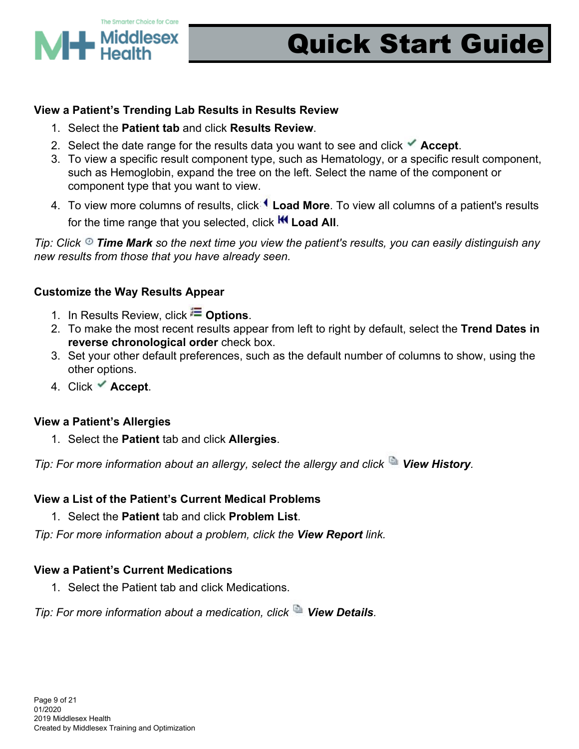### View a Patient's Trending Lab Results in Results Review

1. Select the **Patient tab** and click **Results Review**.
2. Select the date range for the results data you want to see and click **Accept**.
3. To view a specific result component type, such as Hematology, or a specific result component, such as Hemoglobin, expand the tree on the left. Select the name of the component or component type that you want to view.
4. To view more columns of results, click **Load More**. To view all columns of a patient's results for the time range that you selected, click **Load All**.

*Tip: Click **Time Mark** so the next time you view the patient's results, you can easily distinguish any new results from those that you have already seen.*

### Customize the Way Results Appear

1. In Results Review, click **Options**.
2. To make the most recent results appear from left to right by default, select the **Trend Dates in reverse chronological order** check box.
3. Set your other default preferences, such as the default number of columns to show, using the other options.
4. Click **Accept**.

### View a Patient's Allergies

1. Select the **Patient** tab and click **Allergies**.

*Tip: For more information about an allergy, select the allergy and click **View History**.*

### View a List of the Patient's Current Medical Problems

1. Select the **Patient** tab and click **Problem List**.

*Tip: For more information about a problem, click the **View Report** link.*

### View a Patient's Current Medications

1. Select the Patient tab and click Medications.

*Tip: For more information about a medication, click **View Details**.*

01/2020
2019 Middlesex Health
Created by Middlesex Training and Optimization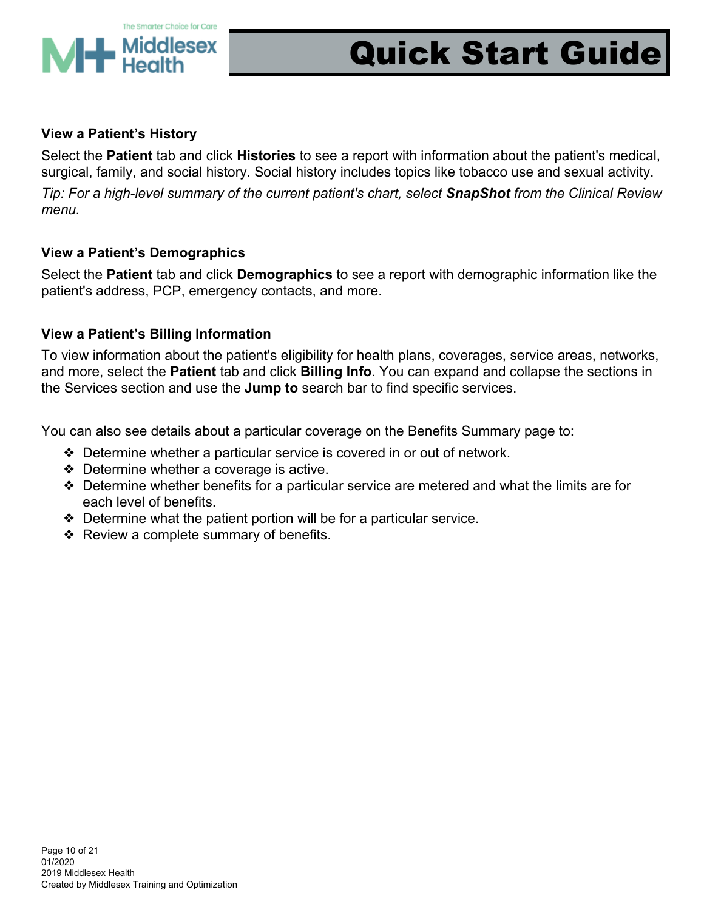### View a Patient's History

Select the **Patient** tab and click **Histories** to see a report with information about the patient's medical, surgical, family, and social history. Social history includes topics like tobacco use and sexual activity.

*Tip: For a high-level summary of the current patient's chart, select **SnapShot** from the Clinical Review menu.*

### View a Patient's Demographics

Select the **Patient** tab and click **Demographics** to see a report with demographic information like the patient's address, PCP, emergency contacts, and more.

### View a Patient's Billing Information

To view information about the patient's eligibility for health plans, coverages, service areas, networks, and more, select the **Patient** tab and click **Billing Info**. You can expand and collapse the sections in the Services section and use the **Jump to** search bar to find specific services.

You can also see details about a particular coverage on the Benefits Summary page to:

- Determine whether a particular service is covered in or out of network.
- Determine whether a coverage is active.
- Determine whether benefits for a particular service are metered and what the limits are for each level of benefits.
- Determine what the patient portion will be for a particular service.
- Review a complete summary of benefits.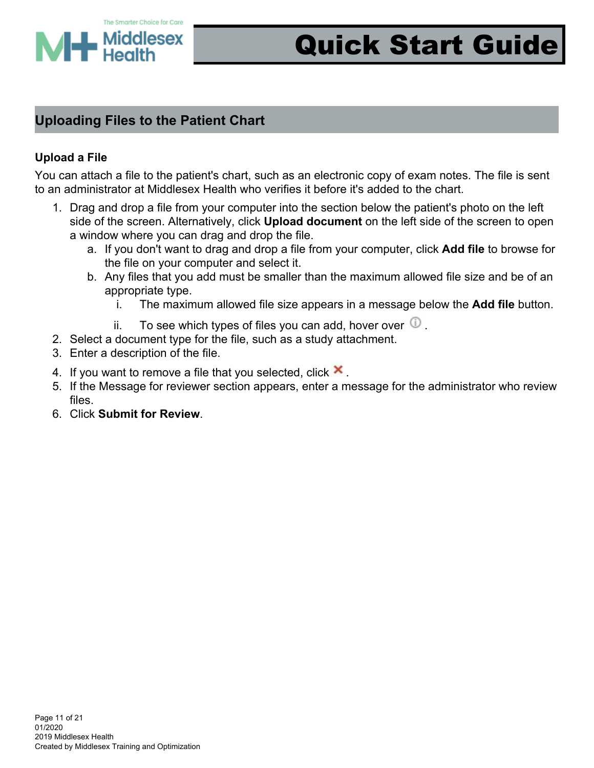# Quick Start Guide

## Uploading Files to the Patient Chart

### Upload a File

You can attach a file to the patient's chart, such as an electronic copy of exam notes. The file is sent to an administrator at Middlesex Health who verifies it before it's added to the chart.

1. Drag and drop a file from your computer into the section below the patient's photo on the left side of the screen. Alternatively, click **Upload document** on the left side of the screen to open a window where you can drag and drop the file.
    a. If you don't want to drag and drop a file from your computer, click **Add file** to browse for the file on your computer and select it.
    b. Any files that you add must be smaller than the maximum allowed file size and be of an appropriate type.
        i. The maximum allowed file size appears in a message below the **Add file** button.
        ii. To see which types of files you can add, hover over ⓘ.
2. Select a document type for the file, such as a study attachment.
3. Enter a description of the file.
4. If you want to remove a file that you selected, click ✖.
5. If the Message for reviewer section appears, enter a message for the administrator who review files.
6. Click **Submit for Review**.

01/2020
2019 Middlesex Health
Created by Middlesex Training and Optimization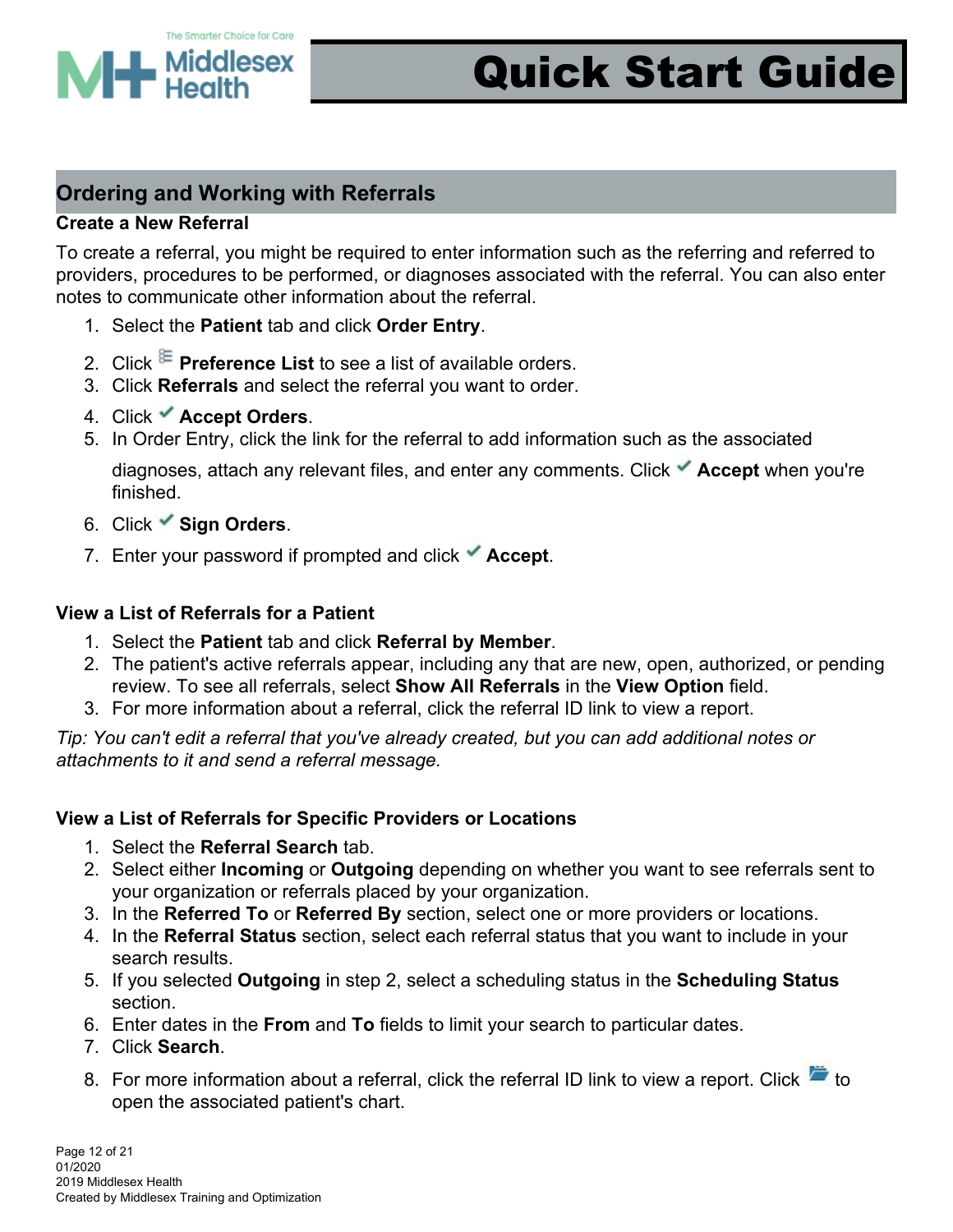# Quick Start Guide

## Ordering and Working with Referrals

### Create a New Referral

To create a referral, you might be required to enter information such as the referring and referred to providers, procedures to be performed, or diagnoses associated with the referral. You can also enter notes to communicate other information about the referral.

1. Select the **Patient** tab and click **Order Entry**.
2. Click **Preference List** to see a list of available orders.
3. Click **Referrals** and select the referral you want to order.
4. Click **Accept Orders**.
5. In Order Entry, click the link for the referral to add information such as the associated diagnoses, attach any relevant files, and enter any comments. Click **Accept** when you're finished.
6. Click **Sign Orders**.
7. Enter your password if prompted and click **Accept**.

### View a List of Referrals for a Patient

1. Select the **Patient** tab and click **Referral by Member**.
2. The patient's active referrals appear, including any that are new, open, authorized, or pending review. To see all referrals, select **Show All Referrals** in the **View Option** field.
3. For more information about a referral, click the referral ID link to view a report.

*Tip: You can't edit a referral that you've already created, but you can add additional notes or attachments to it and send a referral message.*

### View a List of Referrals for Specific Providers or Locations

1. Select the **Referral Search** tab.
2. Select either **Incoming** or **Outgoing** depending on whether you want to see referrals sent to your organization or referrals placed by your organization.
3. In the **Referred To** or **Referred By** section, select one or more providers or locations.
4. In the **Referral Status** section, select each referral status that you want to include in your search results.
5. If you selected **Outgoing** in step 2, select a scheduling status in the **Scheduling Status** section.
6. Enter dates in the **From** and **To** fields to limit your search to particular dates.
7. Click **Search**.
8. For more information about a referral, click the referral ID link to view a report. Click to open the associated patient's chart.

01/2020
2019 Middlesex Health
Created by Middlesex Training and Optimization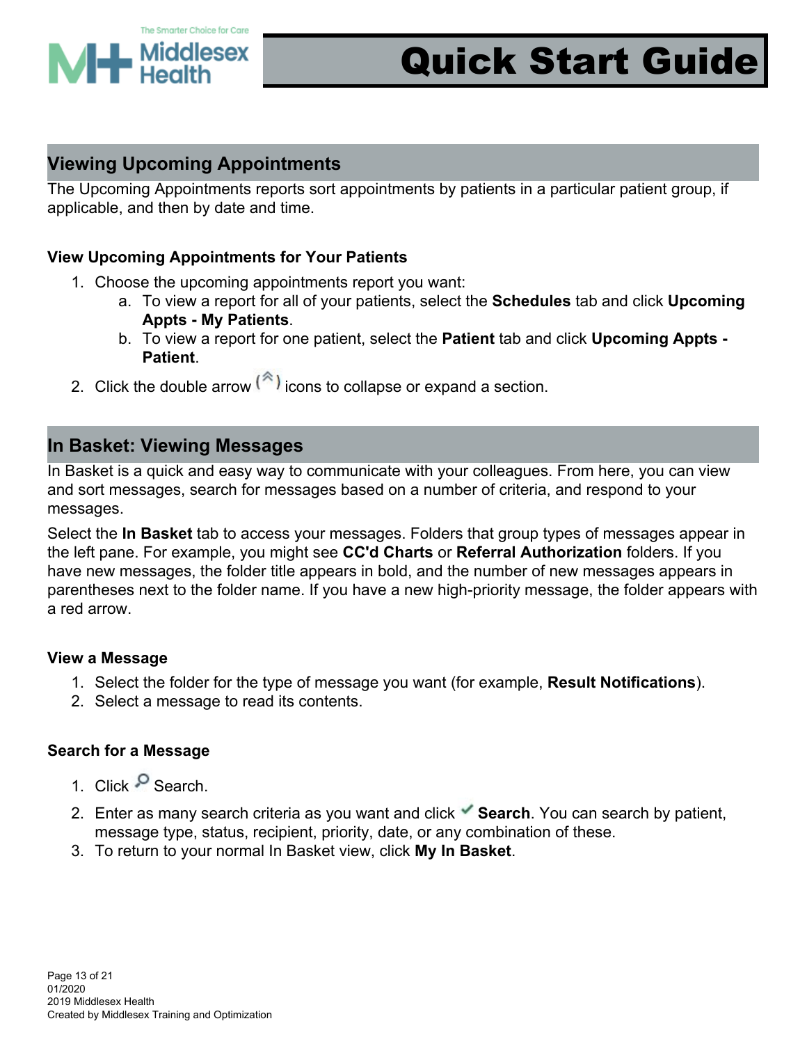# Quick Start Guide

## Viewing Upcoming Appointments

The Upcoming Appointments reports sort appointments by patients in a particular patient group, if applicable, and then by date and time.

### View Upcoming Appointments for Your Patients

1. Choose the upcoming appointments report you want:
    a. To view a report for all of your patients, select the **Schedules** tab and click **Upcoming Appts - My Patients**.
    b. To view a report for one patient, select the **Patient** tab and click **Upcoming Appts - Patient**.
2. Click the double arrow icons to collapse or expand a section.

## In Basket: Viewing Messages

In Basket is a quick and easy way to communicate with your colleagues. From here, you can view and sort messages, search for messages based on a number of criteria, and respond to your messages.

Select the **In Basket** tab to access your messages. Folders that group types of messages appear in the left pane. For example, you might see **CC'd Charts** or **Referral Authorization** folders. If you have new messages, the folder title appears in bold, and the number of new messages appears in parentheses next to the folder name. If you have a new high-priority message, the folder appears with a red arrow.

### View a Message

1. Select the folder for the type of message you want (for example, **Result Notifications**).
2. Select a message to read its contents.

### Search for a Message

1. Click Search.
2. Enter as many search criteria as you want and click **Search**. You can search by patient, message type, status, recipient, priority, date, or any combination of these.
3. To return to your normal In Basket view, click **My In Basket**.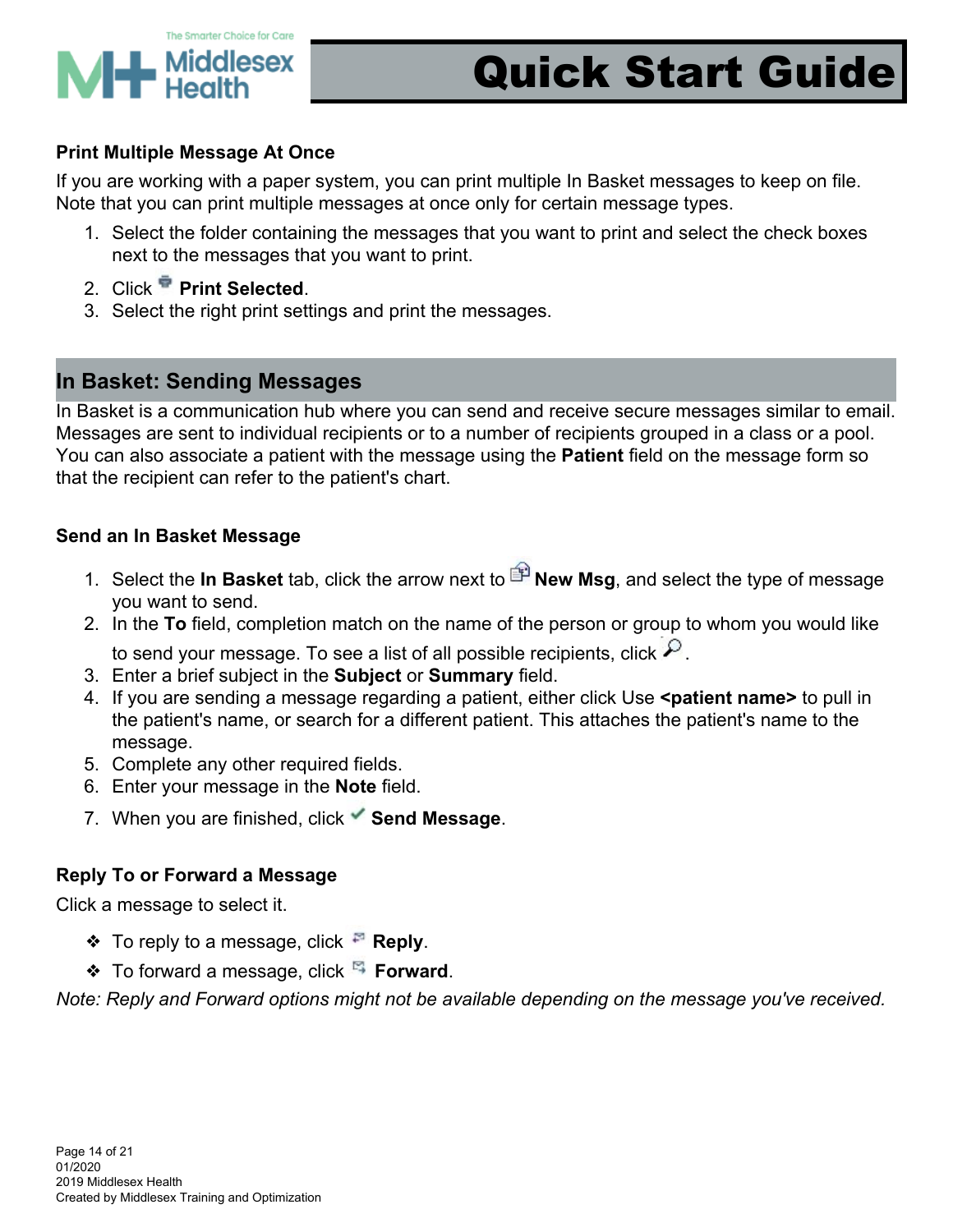**Print Multiple Message At Once**

If you are working with a paper system, you can print multiple In Basket messages to keep on file. Note that you can print multiple messages at once only for certain message types.

1. Select the folder containing the messages that you want to print and select the check boxes next to the messages that you want to print.
2. Click **Print Selected**.
3. Select the right print settings and print the messages.

## In Basket: Sending Messages

In Basket is a communication hub where you can send and receive secure messages similar to email. Messages are sent to individual recipients or to a number of recipients grouped in a class or a pool. You can also associate a patient with the message using the **Patient** field on the message form so that the recipient can refer to the patient's chart.

**Send an In Basket Message**

1. Select the **In Basket** tab, click the arrow next to **New Msg**, and select the type of message you want to send.
2. In the **To** field, completion match on the name of the person or group to whom you would like to send your message. To see a list of all possible recipients, click .
3. Enter a brief subject in the **Subject** or **Summary** field.
4. If you are sending a message regarding a patient, either click Use **<patient name>** to pull in the patient's name, or search for a different patient. This attaches the patient's name to the message.
5. Complete any other required fields.
6. Enter your message in the **Note** field.
7. When you are finished, click **Send Message**.

**Reply To or Forward a Message**

Click a message to select it.

- To reply to a message, click **Reply**.
- To forward a message, click **Forward**.

*Note: Reply and Forward options might not be available depending on the message you've received.*

01/2020
2019 Middlesex Health
Created by Middlesex Training and Optimization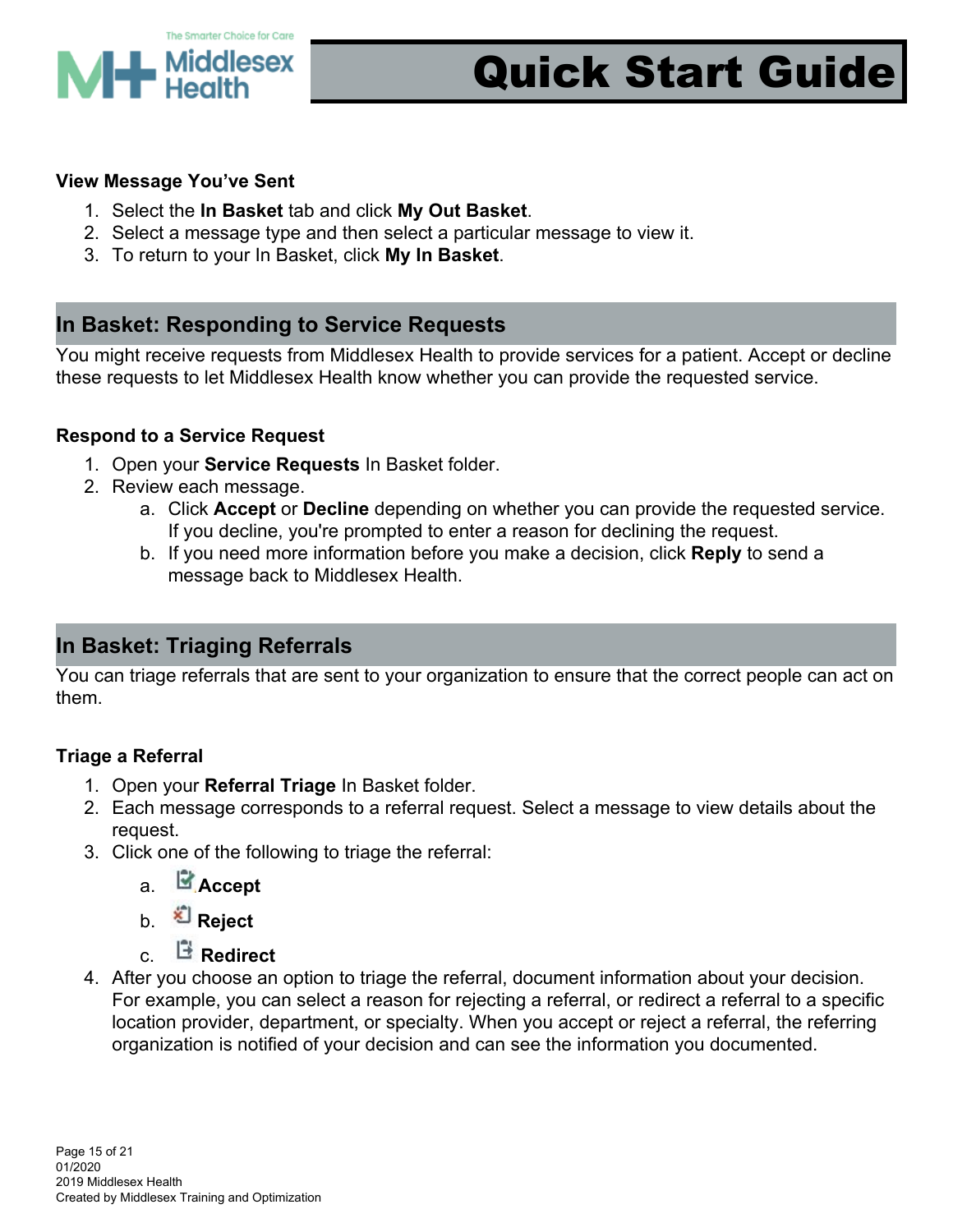### View Message You've Sent

1. Select the **In Basket** tab and click **My Out Basket**.
2. Select a message type and then select a particular message to view it.
3. To return to your In Basket, click **My In Basket**.

## In Basket: Responding to Service Requests

You might receive requests from Middlesex Health to provide services for a patient. Accept or decline these requests to let Middlesex Health know whether you can provide the requested service.

### Respond to a Service Request

1. Open your **Service Requests** In Basket folder.
2. Review each message.
    a. Click **Accept** or **Decline** depending on whether you can provide the requested service. If you decline, you're prompted to enter a reason for declining the request.
    b. If you need more information before you make a decision, click **Reply** to send a message back to Middlesex Health.

## In Basket: Triaging Referrals

You can triage referrals that are sent to your organization to ensure that the correct people can act on them.

### Triage a Referral

1. Open your **Referral Triage** In Basket folder.
2. Each message corresponds to a referral request. Select a message to view details about the request.
3. Click one of the following to triage the referral:
    a. **Accept**
    b. **Reject**
    c. **Redirect**
4. After you choose an option to triage the referral, document information about your decision. For example, you can select a reason for rejecting a referral, or redirect a referral to a specific location provider, department, or specialty. When you accept or reject a referral, the referring organization is notified of your decision and can see the information you documented.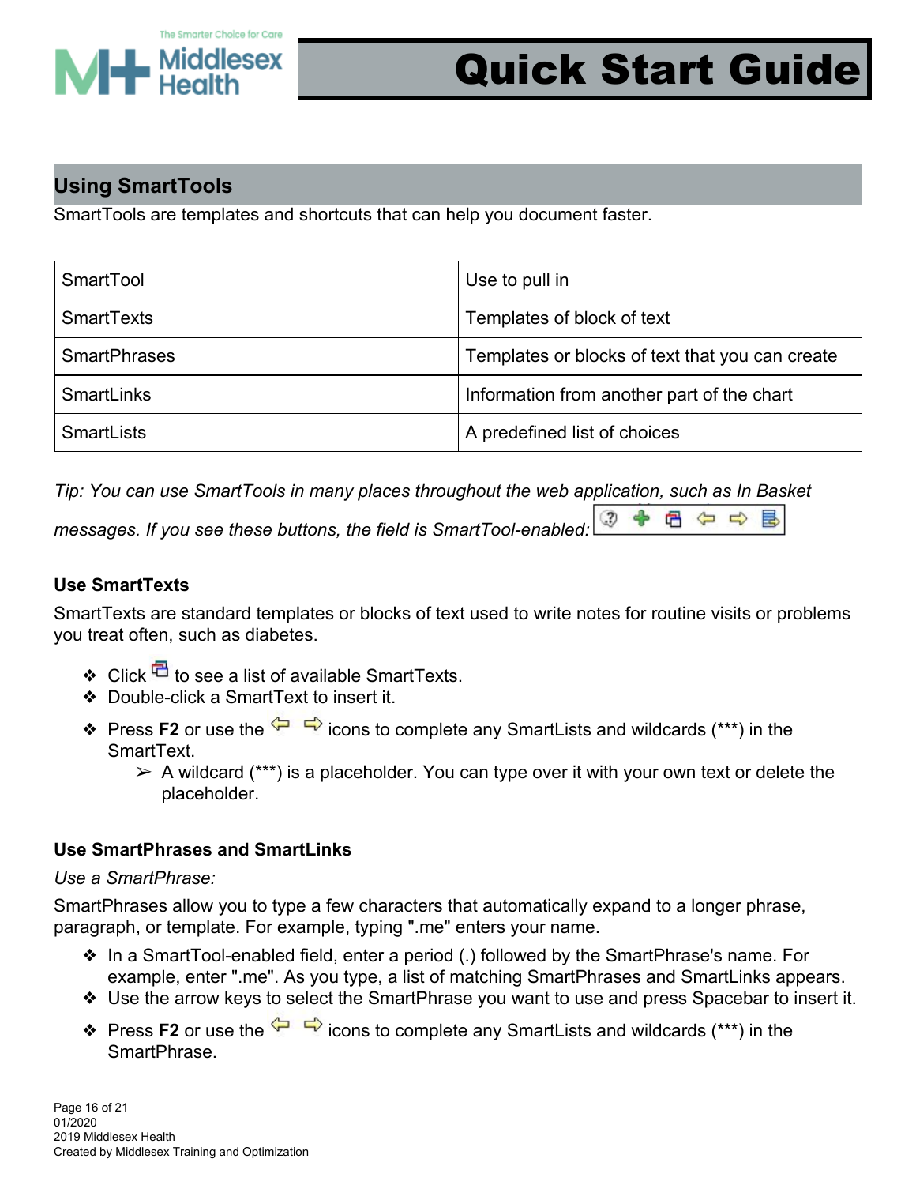# Quick Start Guide

## Using SmartTools

SmartTools are templates and shortcuts that can help you document faster.

| SmartTool | Use to pull in |
|---|---|
| SmartTexts | Templates of block of text |
| SmartPhrases | Templates or blocks of text that you can create |
| SmartLinks | Information from another part of the chart |
| SmartLists | A predefined list of choices |

*Tip: You can use SmartTools in many places throughout the web application, such as In Basket messages. If you see these buttons, the field is SmartTool-enabled:*

### Use SmartTexts

SmartTexts are standard templates or blocks of text used to write notes for routine visits or problems you treat often, such as diabetes.

- Click to see a list of available SmartTexts.
- Double-click a SmartText to insert it.
- Press **F2** or use the icons to complete any SmartLists and wildcards (***) in the SmartText.
  - A wildcard (***) is a placeholder. You can type over it with your own text or delete the placeholder.

### Use SmartPhrases and SmartLinks

*Use a SmartPhrase:*

SmartPhrases allow you to type a few characters that automatically expand to a longer phrase, paragraph, or template. For example, typing ".me" enters your name.

- In a SmartTool-enabled field, enter a period (.) followed by the SmartPhrase's name. For example, enter ".me". As you type, a list of matching SmartPhrases and SmartLinks appears.
- Use the arrow keys to select the SmartPhrase you want to use and press Spacebar to insert it.
- Press **F2** or use the icons to complete any SmartLists and wildcards (***) in the SmartPhrase.

01/2020
2019 Middlesex Health
Created by Middlesex Training and Optimization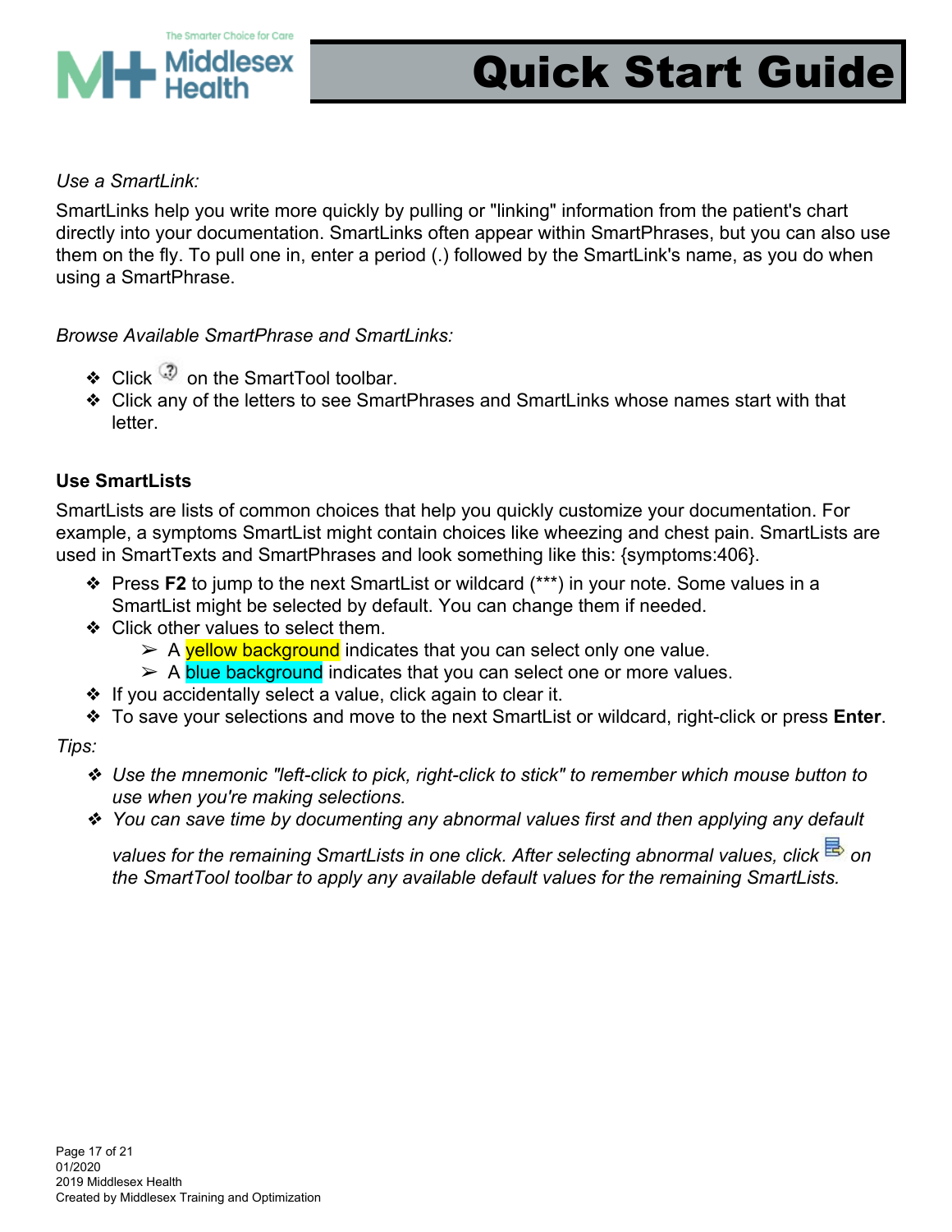*Use a SmartLink:*

SmartLinks help you write more quickly by pulling or "linking" information from the patient's chart directly into your documentation. SmartLinks often appear within SmartPhrases, but you can also use them on the fly. To pull one in, enter a period (.) followed by the SmartLink's name, as you do when using a SmartPhrase.

*Browse Available SmartPhrase and SmartLinks:*

- Click on the SmartTool toolbar.
- Click any of the letters to see SmartPhrases and SmartLinks whose names start with that letter.

**Use SmartLists**

SmartLists are lists of common choices that help you quickly customize your documentation. For example, a symptoms SmartList might contain choices like wheezing and chest pain. SmartLists are used in SmartTexts and SmartPhrases and look something like this: {symptoms:406}.

- Press **F2** to jump to the next SmartList or wildcard (***) in your note. Some values in a SmartList might be selected by default. You can change them if needed.
- Click other values to select them.
  - A yellow background indicates that you can select only one value.
  - A blue background indicates that you can select one or more values.
- If you accidentally select a value, click again to clear it.
- To save your selections and move to the next SmartList or wildcard, right-click or press **Enter**.

*Tips:*

- *Use the mnemonic "left-click to pick, right-click to stick" to remember which mouse button to use when you're making selections.*
- *You can save time by documenting any abnormal values first and then applying any default values for the remaining SmartLists in one click. After selecting abnormal values, click on the SmartTool toolbar to apply any available default values for the remaining SmartLists.*

01/2020
2019 Middlesex Health
Created by Middlesex Training and Optimization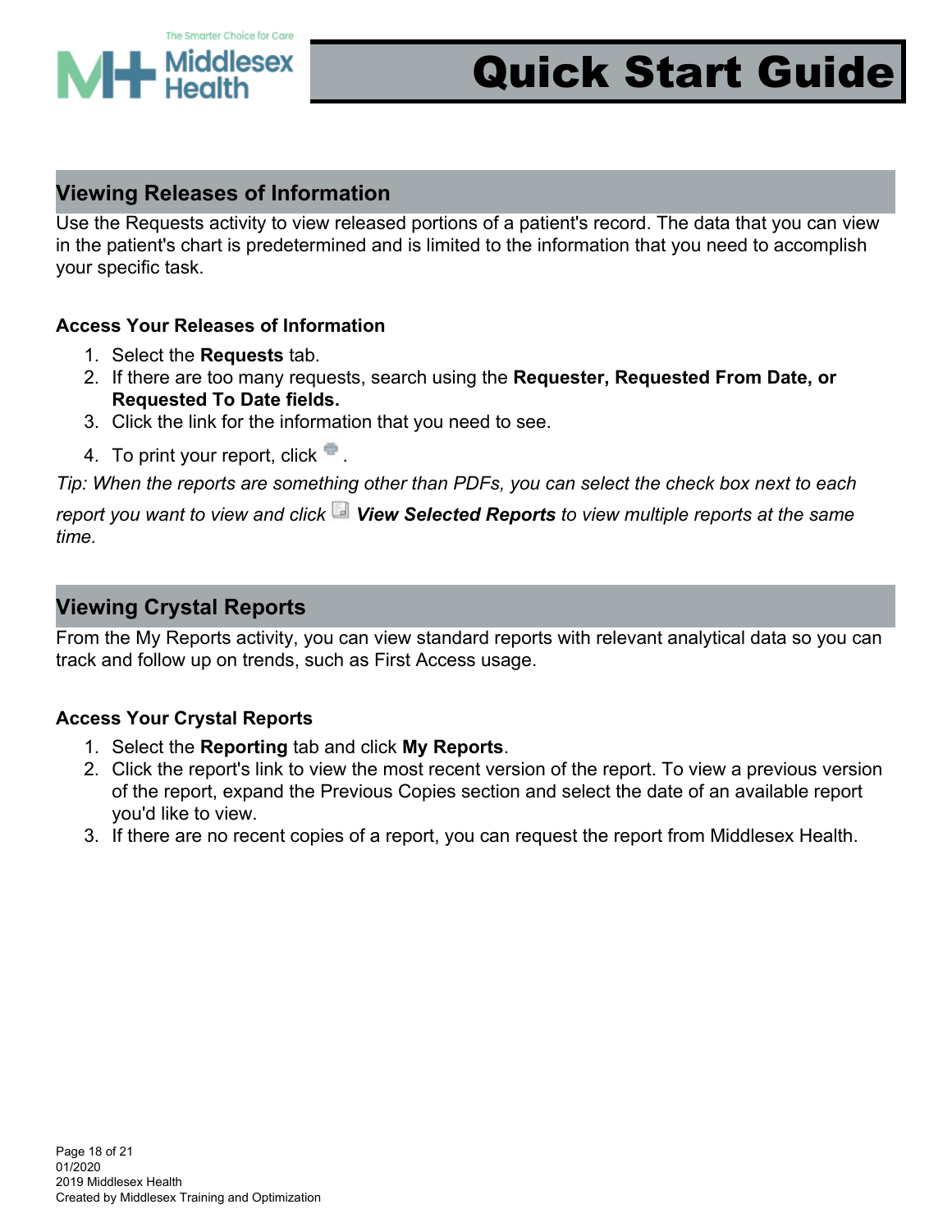## Viewing Releases of Information

Use the Requests activity to view released portions of a patient's record. The data that you can view in the patient's chart is predetermined and is limited to the information that you need to accomplish your specific task.

### Access Your Releases of Information

1. Select the **Requests** tab.
2. If there are too many requests, search using the **Requester, Requested From Date, or Requested To Date fields.**
3. Click the link for the information that you need to see.
4. To print your report, click .

*Tip: When the reports are something other than PDFs, you can select the check box next to each report you want to view and click* ***View Selected Reports*** *to view multiple reports at the same time.*

## Viewing Crystal Reports

From the My Reports activity, you can view standard reports with relevant analytical data so you can track and follow up on trends, such as First Access usage.

### Access Your Crystal Reports

1. Select the **Reporting** tab and click **My Reports**.
2. Click the report's link to view the most recent version of the report. To view a previous version of the report, expand the Previous Copies section and select the date of an available report you'd like to view.
3. If there are no recent copies of a report, you can request the report from Middlesex Health.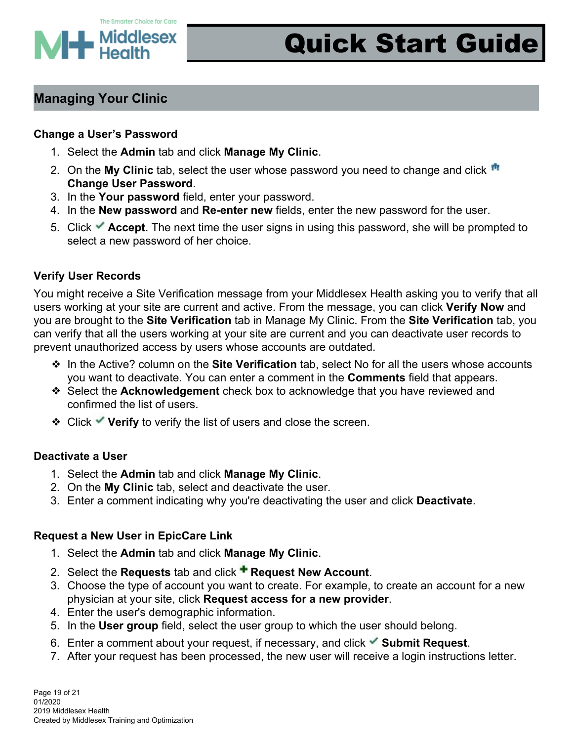# Quick Start Guide

## Managing Your Clinic

### Change a User's Password

1. Select the **Admin** tab and click **Manage My Clinic**.
2. On the **My Clinic** tab, select the user whose password you need to change and click **Change User Password**.
3. In the **Your password** field, enter your password.
4. In the **New password** and **Re-enter new** fields, enter the new password for the user.
5. Click **Accept**. The next time the user signs in using this password, she will be prompted to select a new password of her choice.

### Verify User Records

You might receive a Site Verification message from your Middlesex Health asking you to verify that all users working at your site are current and active. From the message, you can click **Verify Now** and you are brought to the **Site Verification** tab in Manage My Clinic. From the **Site Verification** tab, you can verify that all the users working at your site are current and you can deactivate user records to prevent unauthorized access by users whose accounts are outdated.

- In the Active? column on the **Site Verification** tab, select No for all the users whose accounts you want to deactivate. You can enter a comment in the **Comments** field that appears.
- Select the **Acknowledgement** check box to acknowledge that you have reviewed and confirmed the list of users.
- Click **Verify** to verify the list of users and close the screen.

### Deactivate a User

1. Select the **Admin** tab and click **Manage My Clinic**.
2. On the **My Clinic** tab, select and deactivate the user.
3. Enter a comment indicating why you're deactivating the user and click **Deactivate**.

### Request a New User in EpicCare Link

1. Select the **Admin** tab and click **Manage My Clinic**.
2. Select the **Requests** tab and click **Request New Account**.
3. Choose the type of account you want to create. For example, to create an account for a new physician at your site, click **Request access for a new provider**.
4. Enter the user's demographic information.
5. In the **User group** field, select the user group to which the user should belong.
6. Enter a comment about your request, if necessary, and click **Submit Request**.
7. After your request has been processed, the new user will receive a login instructions letter.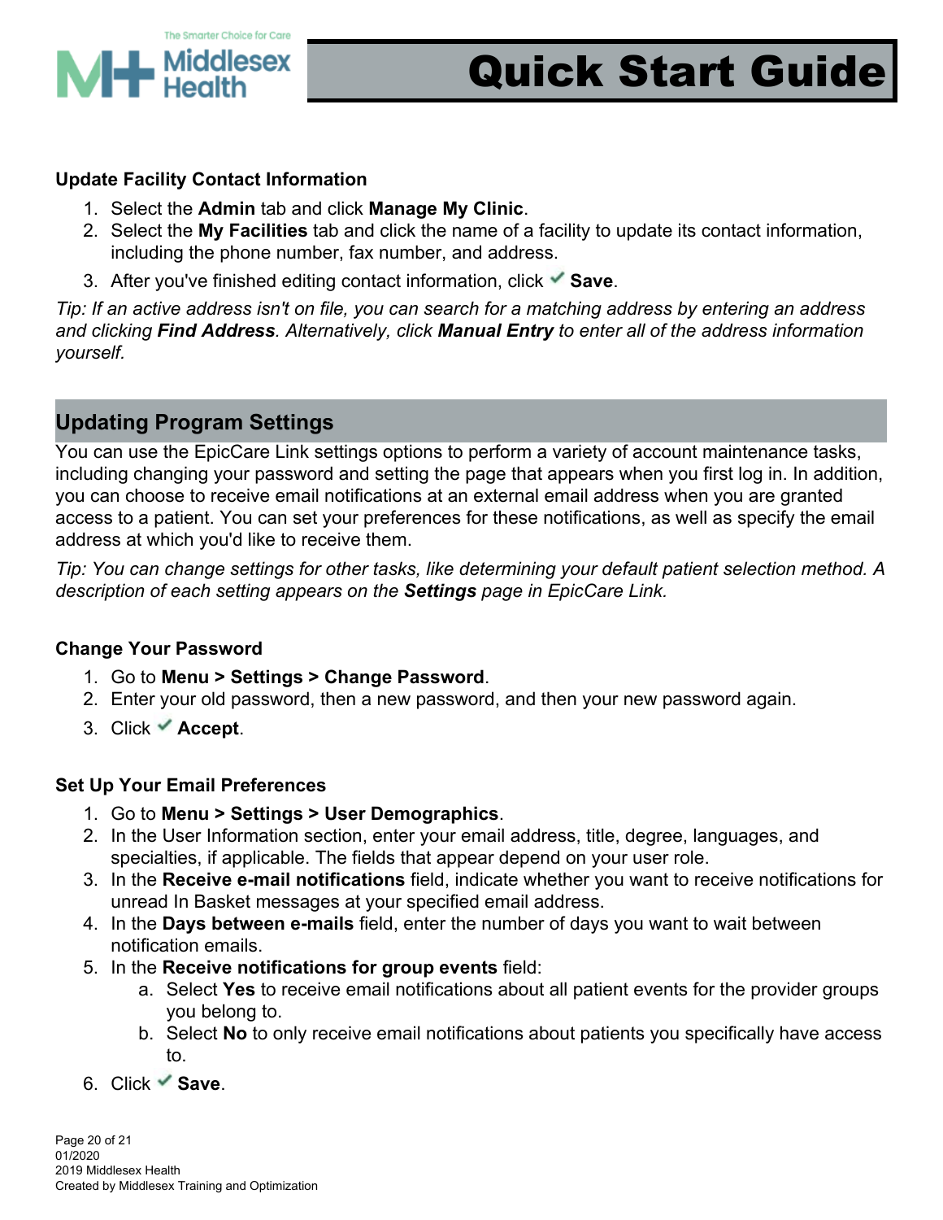### Update Facility Contact Information

1. Select the **Admin** tab and click **Manage My Clinic**.
2. Select the **My Facilities** tab and click the name of a facility to update its contact information, including the phone number, fax number, and address.
3. After you've finished editing contact information, click ✔ **Save**.

*Tip: If an active address isn't on file, you can search for a matching address by entering an address and clicking **Find Address**. Alternatively, click **Manual Entry** to enter all of the address information yourself.*

## Updating Program Settings

You can use the EpicCare Link settings options to perform a variety of account maintenance tasks, including changing your password and setting the page that appears when you first log in. In addition, you can choose to receive email notifications at an external email address when you are granted access to a patient. You can set your preferences for these notifications, as well as specify the email address at which you'd like to receive them.

*Tip: You can change settings for other tasks, like determining your default patient selection method. A description of each setting appears on the **Settings** page in EpicCare Link.*

### Change Your Password

1. Go to **Menu > Settings > Change Password**.
2. Enter your old password, then a new password, and then your new password again.
3. Click ✔ **Accept**.

### Set Up Your Email Preferences

1. Go to **Menu > Settings > User Demographics**.
2. In the User Information section, enter your email address, title, degree, languages, and specialties, if applicable. The fields that appear depend on your user role.
3. In the **Receive e-mail notifications** field, indicate whether you want to receive notifications for unread In Basket messages at your specified email address.
4. In the **Days between e-mails** field, enter the number of days you want to wait between notification emails.
5. In the **Receive notifications for group events** field:
    a. Select **Yes** to receive email notifications about all patient events for the provider groups you belong to.
    b. Select **No** to only receive email notifications about patients you specifically have access to.
6. Click ✔ **Save**.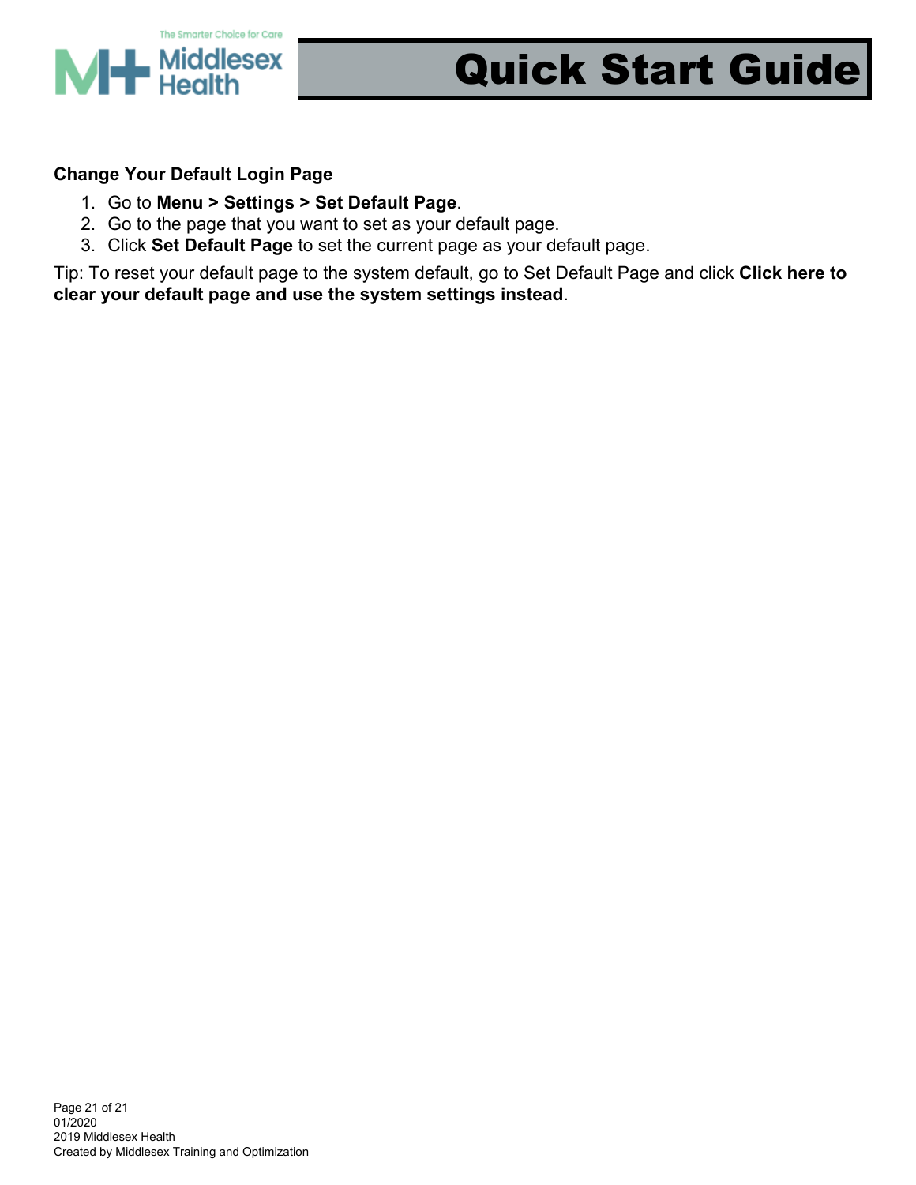### Change Your Default Login Page

1. Go to **Menu > Settings > Set Default Page**.
2. Go to the page that you want to set as your default page.
3. Click **Set Default Page** to set the current page as your default page.

Tip: To reset your default page to the system default, go to Set Default Page and click **Click here to clear your default page and use the system settings instead**.